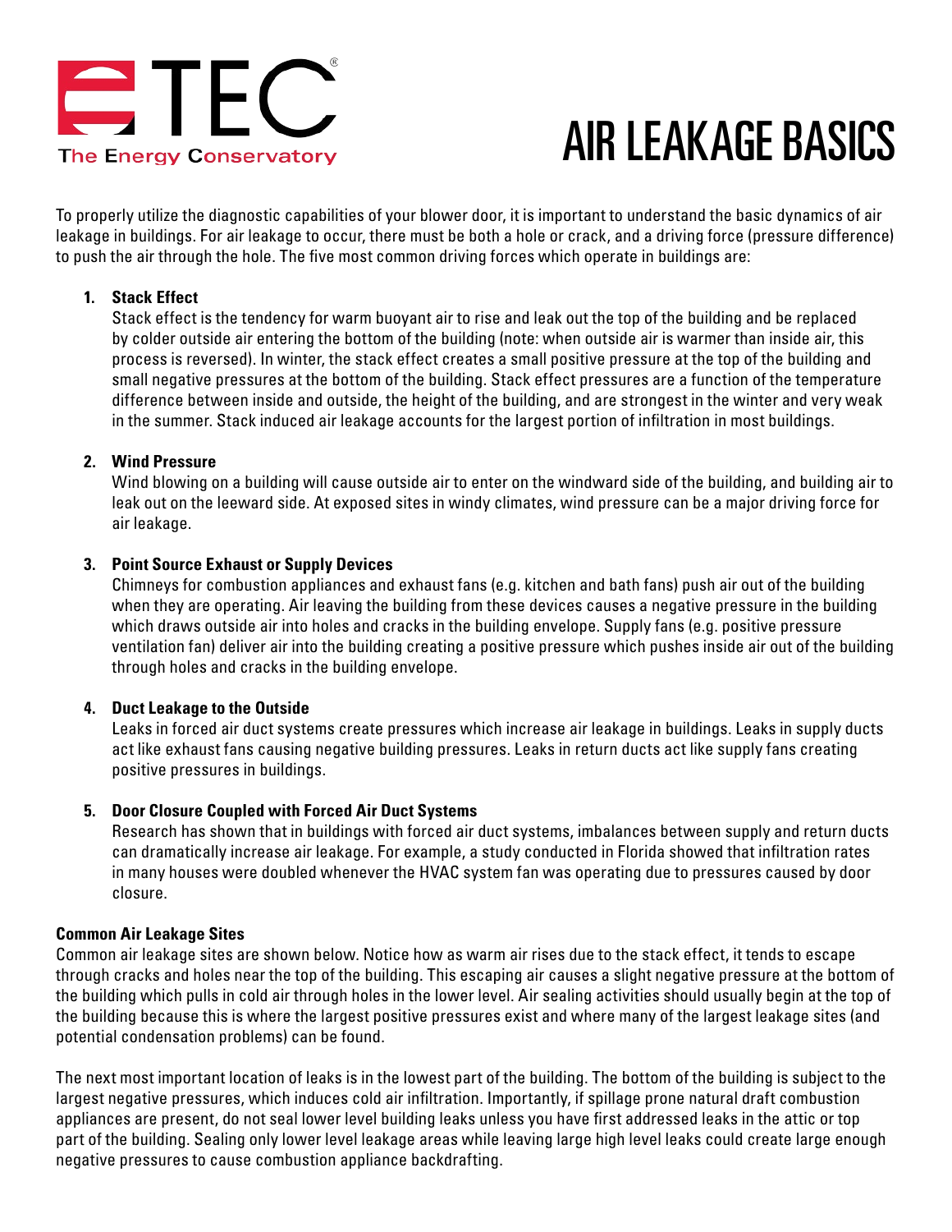TEC

The Energy Conservatory

# AIR LEAKAGE BASICS

To properly utilize the diagnostic capabilities of your blower door, it is important to understand the basic dynamics of air leakage in buildings. For air leakage to occur, there must be both a hole or crack, and a driving force (pressure difference) to push the air through the hole. The five most common driving forces which operate in buildings are:

1. **Stack Effect**
   Stack effect is the tendency for warm buoyant air to rise and leak out the top of the building and be replaced by colder outside air entering the bottom of the building (note: when outside air is warmer than inside air, this process is reversed). In winter, the stack effect creates a small positive pressure at the top of the building and small negative pressures at the bottom of the building. Stack effect pressures are a function of the temperature difference between inside and outside, the height of the building, and are strongest in the winter and very weak in the summer. Stack induced air leakage accounts for the largest portion of infiltration in most buildings.

2. **Wind Pressure**
   Wind blowing on a building will cause outside air to enter on the windward side of the building, and building air to leak out on the leeward side. At exposed sites in windy climates, wind pressure can be a major driving force for air leakage.

3. **Point Source Exhaust or Supply Devices**
   Chimneys for combustion appliances and exhaust fans (e.g. kitchen and bath fans) push air out of the building when they are operating. Air leaving the building from these devices causes a negative pressure in the building which draws outside air into holes and cracks in the building envelope. Supply fans (e.g. positive pressure ventilation fan) deliver air into the building creating a positive pressure which pushes inside air out of the building through holes and cracks in the building envelope.

4. **Duct Leakage to the Outside**
   Leaks in forced air duct systems create pressures which increase air leakage in buildings. Leaks in supply ducts act like exhaust fans causing negative building pressures. Leaks in return ducts act like supply fans creating positive pressures in buildings.

5. **Door Closure Coupled with Forced Air Duct Systems**
   Research has shown that in buildings with forced air duct systems, imbalances between supply and return ducts can dramatically increase air leakage. For example, a study conducted in Florida showed that infiltration rates in many houses were doubled whenever the HVAC system fan was operating due to pressures caused by door closure.

**Common Air Leakage Sites**

Common air leakage sites are shown below. Notice how as warm air rises due to the stack effect, it tends to escape through cracks and holes near the top of the building. This escaping air causes a slight negative pressure at the bottom of the building which pulls in cold air through holes in the lower level. Air sealing activities should usually begin at the top of the building because this is where the largest positive pressures exist and where many of the largest leakage sites (and potential condensation problems) can be found.

The next most important location of leaks is in the lowest part of the building. The bottom of the building is subject to the largest negative pressures, which induces cold air infiltration. Importantly, if spillage prone natural draft combustion appliances are present, do not seal lower level building leaks unless you have first addressed leaks in the attic or top part of the building. Sealing only lower level leakage areas while leaving large high level leaks could create large enough negative pressures to cause combustion appliance backdrafting.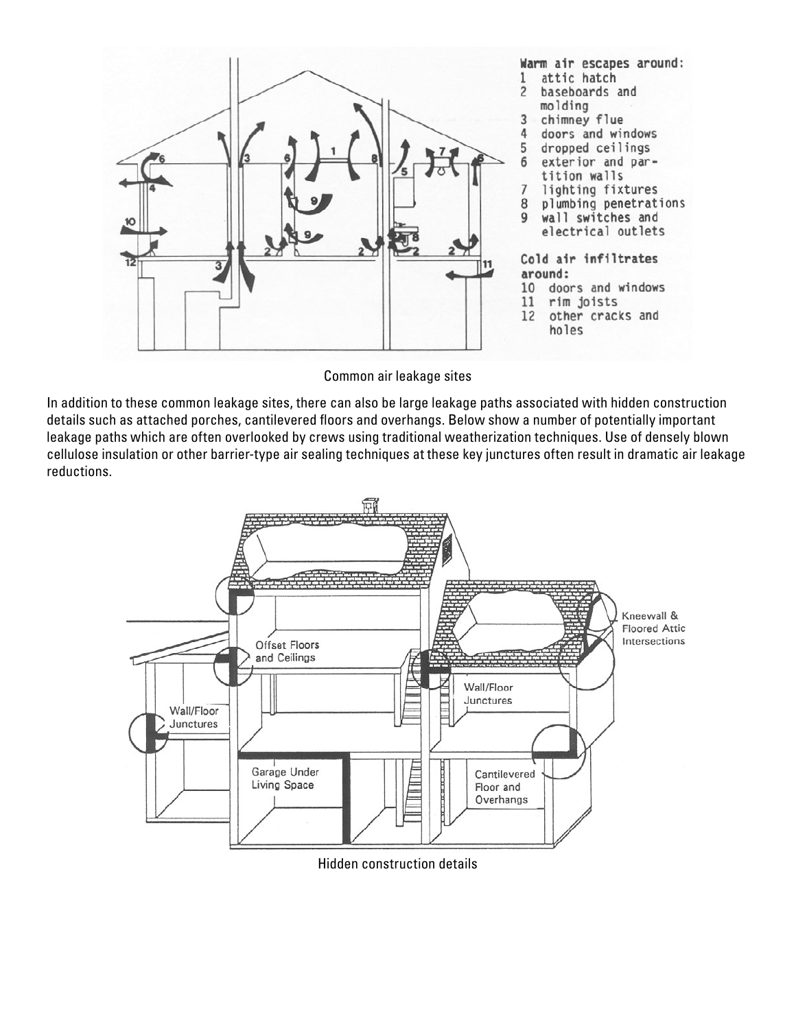Common air leakage sites

In addition to these common leakage sites, there can also be large leakage paths associated with hidden construction details such as attached porches, cantilevered floors and overhangs. Below show a number of potentially important leakage paths which are often overlooked by crews using traditional weatherization techniques. Use of densely blown cellulose insulation or other barrier-type air sealing techniques at these key junctures often result in dramatic air leakage reductions.

Hidden construction details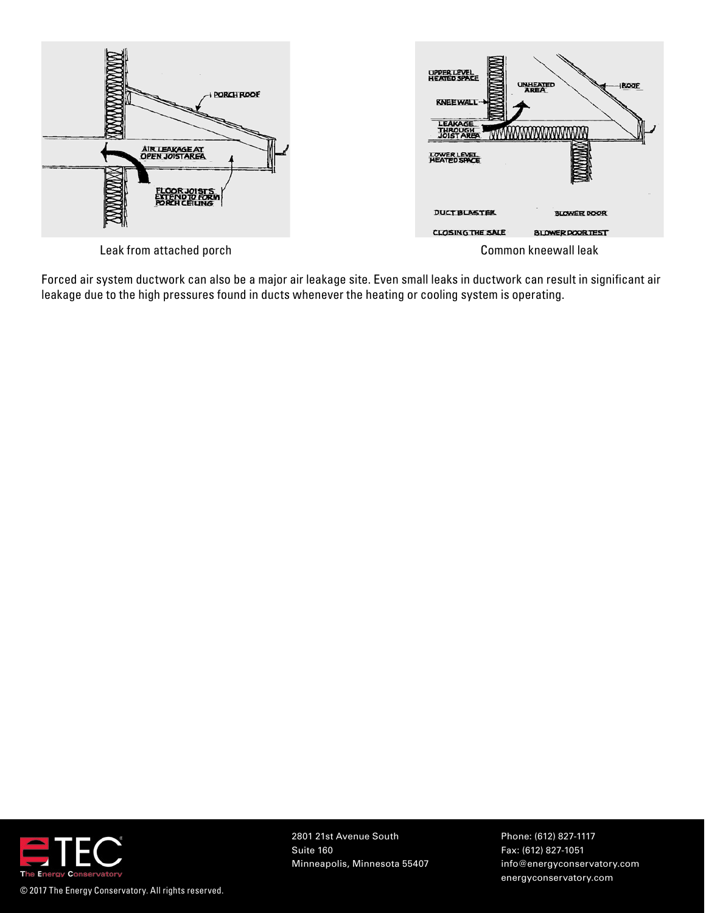Leak from attached porch

Common kneewall leak

Forced air system ductwork can also be a major air leakage site. Even small leaks in ductwork can result in significant air leakage due to the high pressures found in ducts whenever the heating or cooling system is operating.